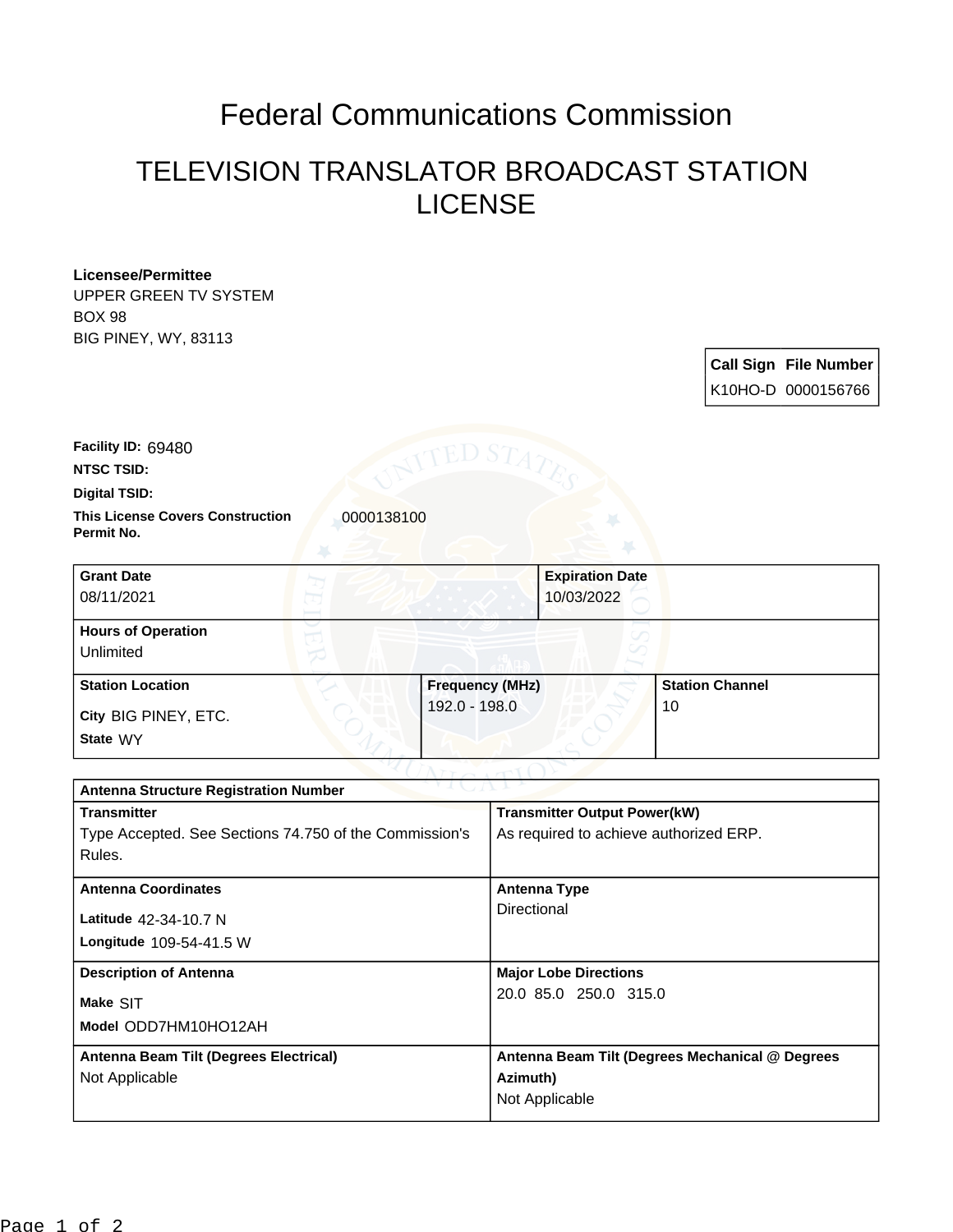# Federal Communications Commission

## TELEVISION TRANSLATOR BROADCAST STATION LICENSE

**Licensee/Permittee**
UPPER GREEN TV SYSTEM
BOX 98
BIG PINEY, WY, 83113

| Call Sign | File Number |
|---|---|
| K10HO-D | 0000156766 |

**Facility ID:** 69480

**NTSC TSID:**

**Digital TSID:**

**This License Covers Construction Permit No.** 0000138100

| Grant Date | Expiration Date |
|---|---|
| 08/11/2021 | 10/03/2022 |

**Hours of Operation**
Unlimited

| Station Location | Frequency (MHz) | Station Channel |
|---|---|---|
| City BIG PINEY, ETC.<br>State WY | 192.0 - 198.0 | 10 |

**Antenna Structure Registration Number**

| Transmitter | Transmitter Output Power(kW) |
|---|---|
| Type Accepted. See Sections 74.750 of the Commission's Rules. | As required to achieve authorized ERP. |

| Antenna Coordinates | Antenna Type |
|---|---|
| Latitude 42-34-10.7 N<br>Longitude 109-54-41.5 W | Directional |

| Description of Antenna | Major Lobe Directions |
|---|---|
| Make SIT<br>Model ODD7HM10HO12AH | 20.0 85.0 250.0 315.0 |

| Antenna Beam Tilt (Degrees Electrical) | Antenna Beam Tilt (Degrees Mechanical @ Degrees Azimuth) |
|---|---|
| Not Applicable | Not Applicable |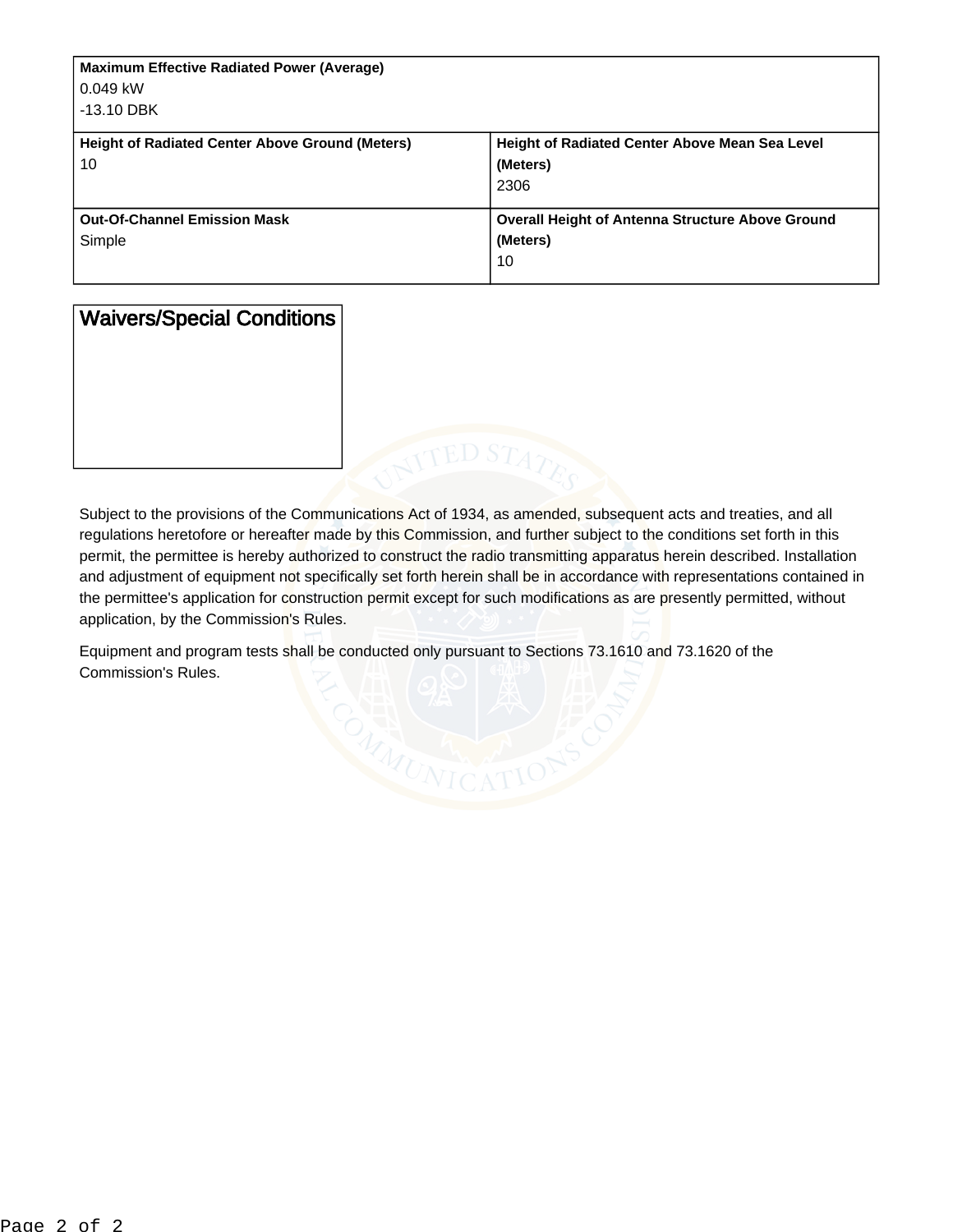| Maximum Effective Radiated Power (Average) | |
| --- | --- |
| 0.049 kW<br>-13.10 DBK | |
| **Height of Radiated Center Above Ground (Meters)**<br>10 | **Height of Radiated Center Above Mean Sea Level (Meters)**<br>2306 |
| **Out-Of-Channel Emission Mask**<br>Simple | **Overall Height of Antenna Structure Above Ground (Meters)**<br>10 |

## Waivers/Special Conditions

Subject to the provisions of the Communications Act of 1934, as amended, subsequent acts and treaties, and all regulations heretofore or hereafter made by this Commission, and further subject to the conditions set forth in this permit, the permittee is hereby authorized to construct the radio transmitting apparatus herein described. Installation and adjustment of equipment not specifically set forth herein shall be in accordance with representations contained in the permittee's application for construction permit except for such modifications as are presently permitted, without application, by the Commission's Rules.

Equipment and program tests shall be conducted only pursuant to Sections 73.1610 and 73.1620 of the Commission's Rules.